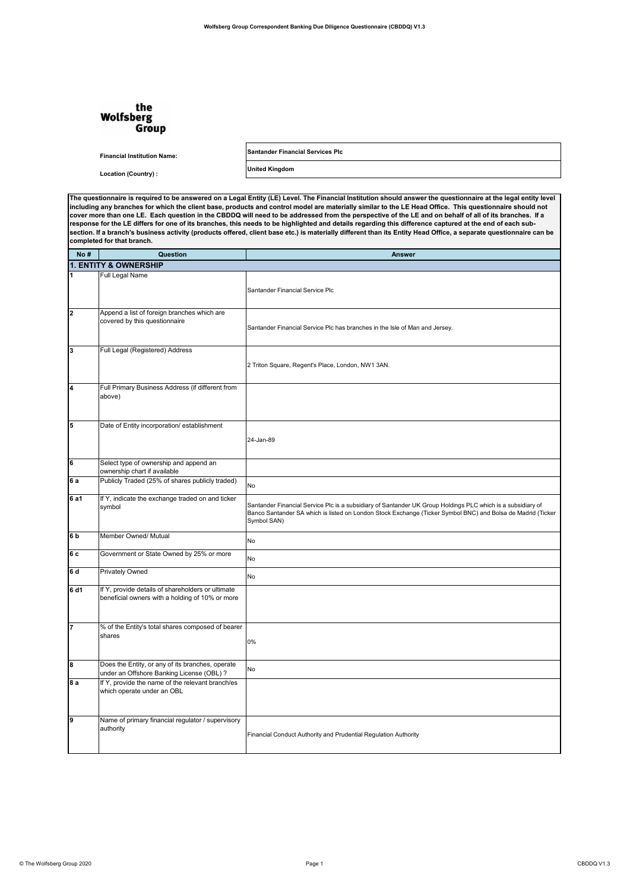the Wolfsberg Group

| | |
|---|---|
| **Financial Institution Name:** | **Santander Financial Services Plc** |
| **Location (Country) :** | **United Kingdom** |

**The questionnaire is required to be answered on a Legal Entity (LE) Level. The Financial Institution should answer the questionnaire at the legal entity level including any branches for which the client base, products and control model are materially similar to the LE Head Office. This questionnaire should not cover more than one LE. Each question in the CBDDQ will need to be addressed from the perspective of the LE and on behalf of all of its branches. If a response for the LE differs for one of its branches, this needs to be highlighted and details regarding this difference captured at the end of each sub-section. If a branch's business activity (products offered, client base etc.) is materially different than its Entity Head Office, a separate questionnaire can be completed for that branch.**

| No # | Question | Answer |
|---|---|---|
| **1. ENTITY & OWNERSHIP** | | |
| 1 | Full Legal Name | Santander Financial Service Plc |
| 2 | Append a list of foreign branches which are covered by this questionnaire | Santander Financial Service Plc has branches in the Isle of Man and Jersey. |
| 3 | Full Legal (Registered) Address | 2 Triton Square, Regent's Place, London, NW1 3AN. |
| 4 | Full Primary Business Address (if different from above) | |
| 5 | Date of Entity incorporation/ establishment | 24-Jan-89 |
| 6 | Select type of ownership and append an ownership chart if available | |
| 6 a | Publicly Traded (25% of shares publicly traded) | No |
| 6 a1 | If Y, indicate the exchange traded on and ticker symbol | Santander Financial Service Plc is a subsidiary of Santander UK Group Holdings PLC which is a subsidiary of Banco Santander SA which is listed on London Stock Exchange (Ticker Symbol BNC) and Bolsa de Madrid (Ticker Symbol SAN) |
| 6 b | Member Owned/ Mutual | No |
| 6 c | Government or State Owned by 25% or more | No |
| 6 d | Privately Owned | No |
| 6 d1 | If Y, provide details of shareholders or ultimate beneficial owners with a holding of 10% or more | |
| 7 | % of the Entity's total shares composed of bearer shares | 0% |
| 8 | Does the Entity, or any of its branches, operate under an Offshore Banking License (OBL) ? | No |
| 8 a | If Y, provide the name of the relevant branch/es which operate under an OBL | |
| 9 | Name of primary financial regulator / supervisory authority | Financial Conduct Authority and Prudential Regulation Authority |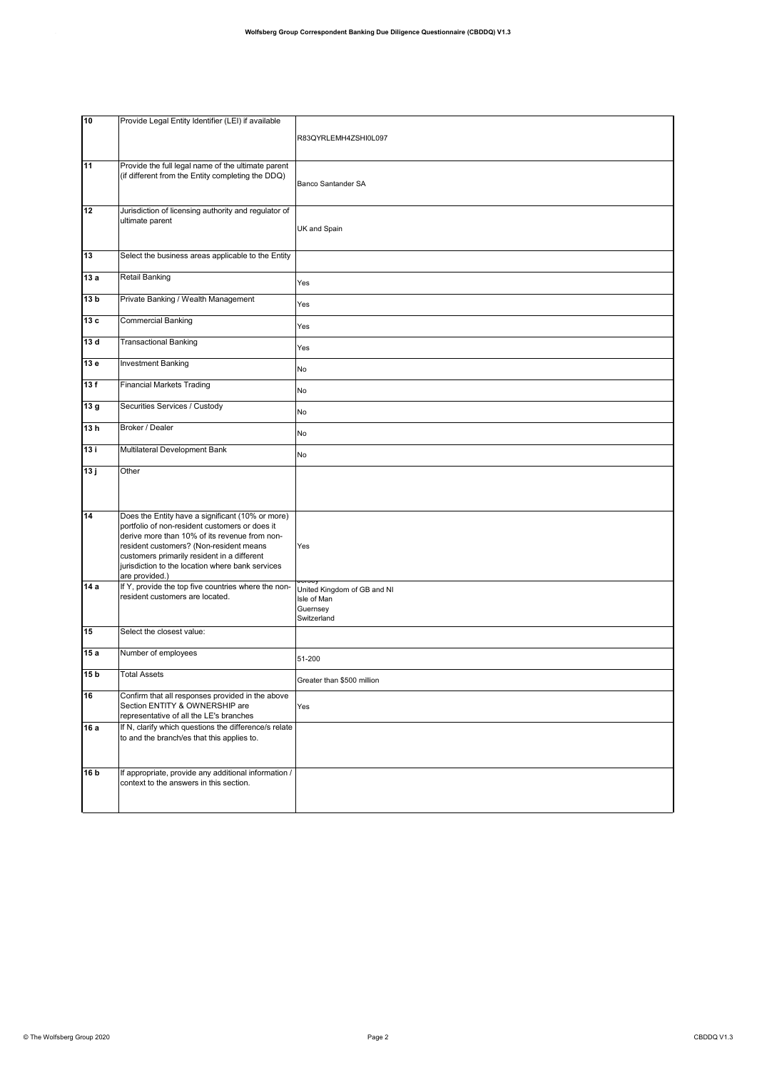| | | |
|---|---|---|
| 10 | Provide Legal Entity Identifier (LEI) if available | R83QYRLEMH4ZSHI0L097 |
| 11 | Provide the full legal name of the ultimate parent (if different from the Entity completing the DDQ) | Banco Santander SA |
| 12 | Jurisdiction of licensing authority and regulator of ultimate parent | UK and Spain |
| 13 | Select the business areas applicable to the Entity | |
| 13 a | Retail Banking | Yes |
| 13 b | Private Banking / Wealth Management | Yes |
| 13 c | Commercial Banking | Yes |
| 13 d | Transactional Banking | Yes |
| 13 e | Investment Banking | No |
| 13 f | Financial Markets Trading | No |
| 13 g | Securities Services / Custody | No |
| 13 h | Broker / Dealer | No |
| 13 i | Multilateral Development Bank | No |
| 13 j | Other | |
| 14 | Does the Entity have a significant (10% or more) portfolio of non-resident customers or does it derive more than 10% of its revenue from non-resident customers? (Non-resident means customers primarily resident in a different jurisdiction to the location where bank services are provided.) | Yes |
| 14 a | If Y, provide the top five countries where the non-resident customers are located. | Jersey<br>United Kingdom of GB and NI<br>Isle of Man<br>Guernsey<br>Switzerland |
| 15 | Select the closest value: | |
| 15 a | Number of employees | 51-200 |
| 15 b | Total Assets | Greater than $500 million |
| 16 | Confirm that all responses provided in the above Section ENTITY & OWNERSHIP are representative of all the LE's branches | Yes |
| 16 a | If N, clarify which questions the difference/s relate to and the branch/es that this applies to. | |
| 16 b | If appropriate, provide any additional information / context to the answers in this section. | |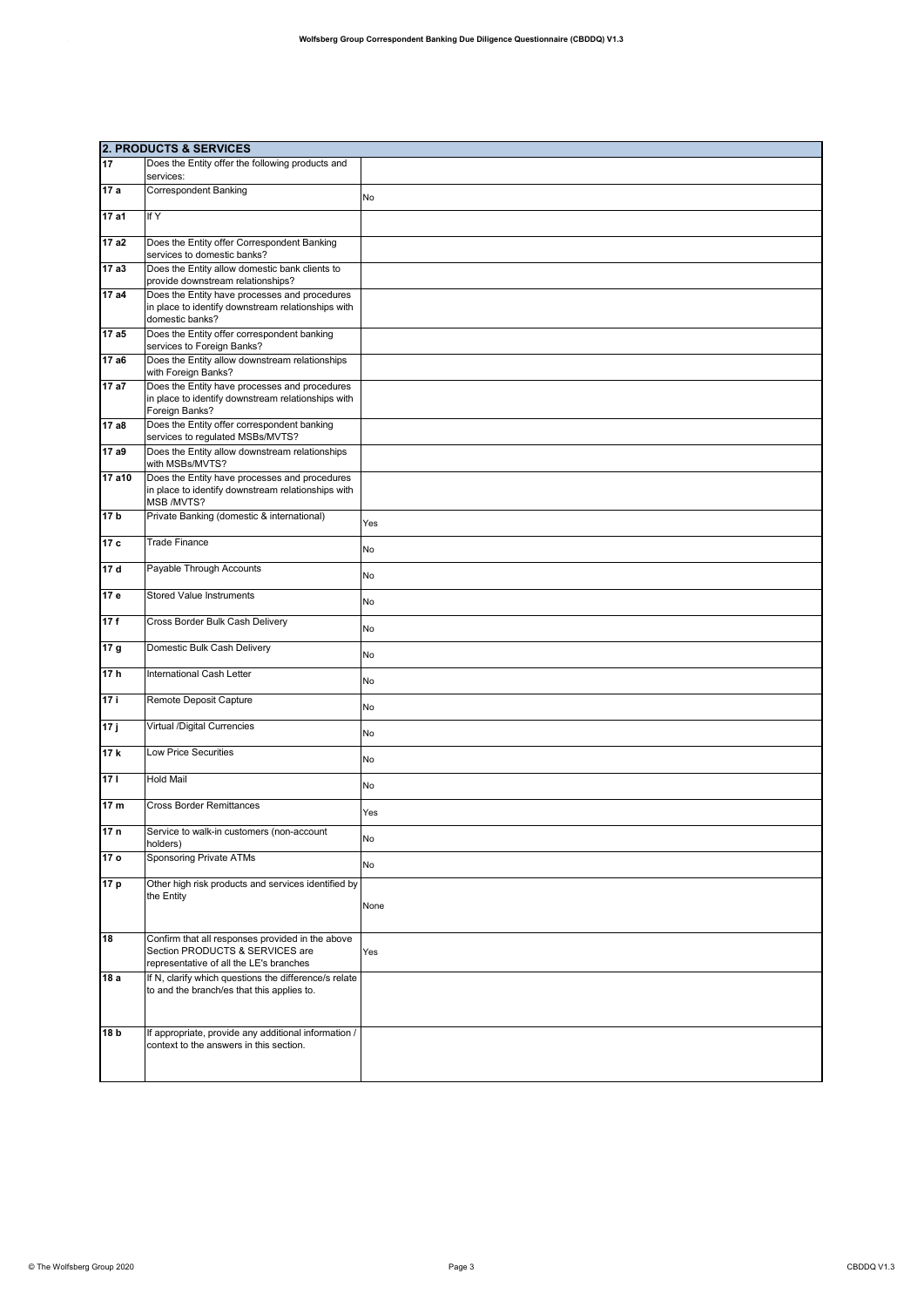| 2. PRODUCTS & SERVICES | | |
|---|---|---|
| 17 | Does the Entity offer the following products and services: | |
| 17 a | Correspondent Banking | No |
| 17 a1 | If Y | |
| 17 a2 | Does the Entity offer Correspondent Banking services to domestic banks? | |
| 17 a3 | Does the Entity allow domestic bank clients to provide downstream relationships? | |
| 17 a4 | Does the Entity have processes and procedures in place to identify downstream relationships with domestic banks? | |
| 17 a5 | Does the Entity offer correspondent banking services to Foreign Banks? | |
| 17 a6 | Does the Entity allow downstream relationships with Foreign Banks? | |
| 17 a7 | Does the Entity have processes and procedures in place to identify downstream relationships with Foreign Banks? | |
| 17 a8 | Does the Entity offer correspondent banking services to regulated MSBs/MVTS? | |
| 17 a9 | Does the Entity allow downstream relationships with MSBs/MVTS? | |
| 17 a10 | Does the Entity have processes and procedures in place to identify downstream relationships with MSB /MVTS? | |
| 17 b | Private Banking (domestic & international) | Yes |
| 17 c | Trade Finance | No |
| 17 d | Payable Through Accounts | No |
| 17 e | Stored Value Instruments | No |
| 17 f | Cross Border Bulk Cash Delivery | No |
| 17 g | Domestic Bulk Cash Delivery | No |
| 17 h | International Cash Letter | No |
| 17 i | Remote Deposit Capture | No |
| 17 j | Virtual /Digital Currencies | No |
| 17 k | Low Price Securities | No |
| 17 l | Hold Mail | No |
| 17 m | Cross Border Remittances | Yes |
| 17 n | Service to walk-in customers (non-account holders) | No |
| 17 o | Sponsoring Private ATMs | No |
| 17 p | Other high risk products and services identified by the Entity | None |
| 18 | Confirm that all responses provided in the above Section PRODUCTS & SERVICES are representative of all the LE's branches | Yes |
| 18 a | If N, clarify which questions the difference/s relate to and the branch/es that this applies to. | |
| 18 b | If appropriate, provide any additional information / context to the answers in this section. | |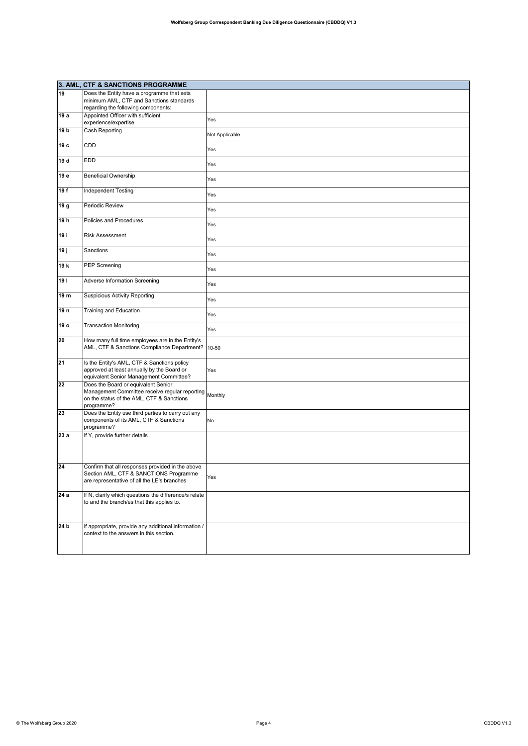| 3. AML, CTF & SANCTIONS PROGRAMME | | |
|---|---|---|
| 19 | Does the Entity have a programme that sets minimum AML, CTF and Sanctions standards regarding the following components: | |
| 19 a | Appointed Officer with sufficient experience/expertise | Yes |
| 19 b | Cash Reporting | Not Applicable |
| 19 c | CDD | Yes |
| 19 d | EDD | Yes |
| 19 e | Beneficial Ownership | Yes |
| 19 f | Independent Testing | Yes |
| 19 g | Periodic Review | Yes |
| 19 h | Policies and Procedures | Yes |
| 19 i | Risk Assessment | Yes |
| 19 j | Sanctions | Yes |
| 19 k | PEP Screening | Yes |
| 19 l | Adverse Information Screening | Yes |
| 19 m | Suspicious Activity Reporting | Yes |
| 19 n | Training and Education | Yes |
| 19 o | Transaction Monitoring | Yes |
| 20 | How many full time employees are in the Entity's AML, CTF & Sanctions Compliance Department? | 10-50 |
| 21 | Is the Entity's AML, CTF & Sanctions policy approved at least annually by the Board or equivalent Senior Management Committee? | Yes |
| 22 | Does the Board or equivalent Senior Management Committee receive regular reporting on the status of the AML, CTF & Sanctions programme? | Monthly |
| 23 | Does the Entity use third parties to carry out any components of its AML, CTF & Sanctions programme? | No |
| 23 a | If Y, provide further details | |
| 24 | Confirm that all responses provided in the above Section AML, CTF & SANCTIONS Programme are representative of all the LE's branches | Yes |
| 24 a | If N, clarify which questions the difference/s relate to and the branch/es that this applies to. | |
| 24 b | If appropriate, provide any additional information / context to the answers in this section. | |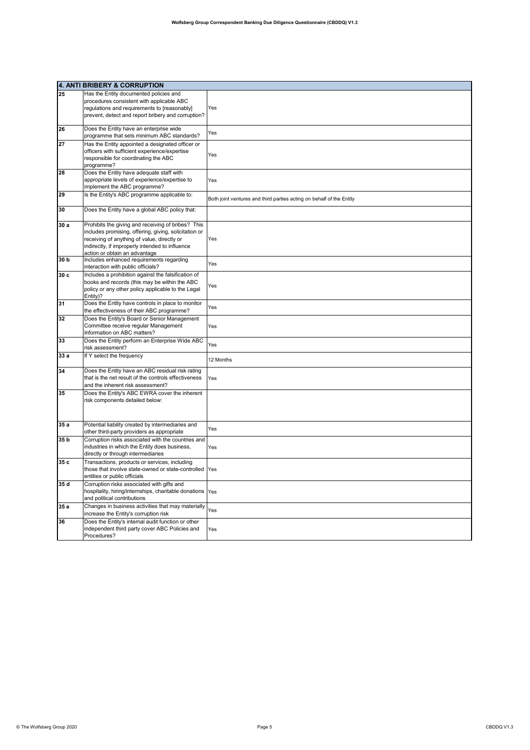| 4. ANTI BRIBERY & CORRUPTION | | |
|---|---|---|
| 25 | Has the Entity documented policies and procedures consistent with applicable ABC regulations and requirements to [reasonably] prevent, detect and report bribery and corruption? | Yes |
| 26 | Does the Entity have an enterprise wide programme that sets minimum ABC standards? | Yes |
| 27 | Has the Entity appointed a designated officer or officers with sufficient experience/expertise responsible for coordinating the ABC programme? | Yes |
| 28 | Does the Entity have adequate staff with appropriate levels of experience/expertise to implement the ABC programme? | Yes |
| 29 | Is the Entity's ABC programme applicable to: | Both joint ventures and third parties acting on behalf of the Entity |
| 30 | Does the Entity have a global ABC policy that: | |
| 30 a | Prohibits the giving and receiving of bribes? This includes promising, offering, giving, solicitation or receiving of anything of value, directly or indirectly, if improperly intended to influence action or obtain an advantage | Yes |
| 30 b | Includes enhanced requirements regarding interaction with public officials? | Yes |
| 30 c | Includes a prohibition against the falsification of books and records (this may be within the ABC policy or any other policy applicable to the Legal Entity)? | Yes |
| 31 | Does the Entity have controls in place to monitor the effectiveness of their ABC programme? | Yes |
| 32 | Does the Entity's Board or Senior Management Committee receive regular Management Information on ABC matters? | Yes |
| 33 | Does the Entity perform an Enterprise Wide ABC risk assessment? | Yes |
| 33 a | If Y select the frequency | 12 Months |
| 34 | Does the Entity have an ABC residual risk rating that is the net result of the controls effectiveness and the inherent risk assessment? | Yes |
| 35 | Does the Entity's ABC EWRA cover the inherent risk components detailed below: | |
| 35 a | Potential liability created by intermediaries and other third-party providers as appropriate | Yes |
| 35 b | Corruption risks associated with the countries and industries in which the Entity does business, directly or through intermediaries | Yes |
| 35 c | Transactions, products or services, including those that involve state-owned or state-controlled entities or public officials | Yes |
| 35 d | Corruption risks associated with gifts and hospitality, hiring/internships, charitable donations and political contributions | Yes |
| 35 e | Changes in business activities that may materially increase the Entity's corruption risk | Yes |
| 36 | Does the Entity's internal audit function or other independent third party cover ABC Policies and Procedures? | Yes |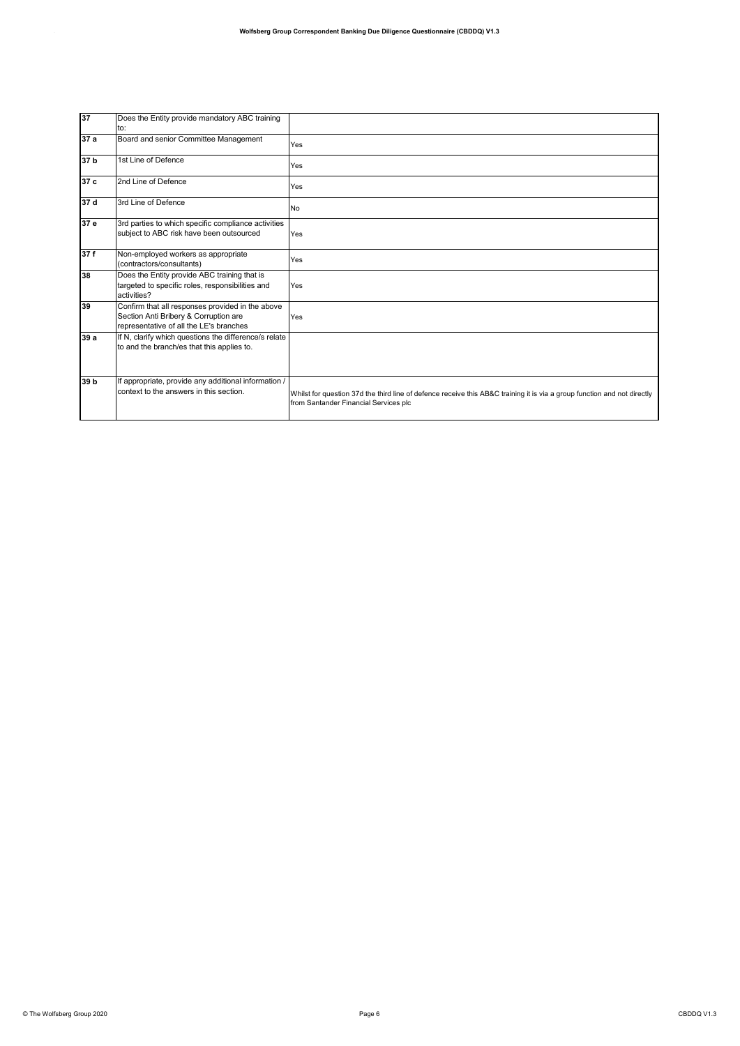| | | |
|---|---|---|
| **37** | Does the Entity provide mandatory ABC training to: | |
| **37 a** | Board and senior Committee Management | Yes |
| **37 b** | 1st Line of Defence | Yes |
| **37 c** | 2nd Line of Defence | Yes |
| **37 d** | 3rd Line of Defence | No |
| **37 e** | 3rd parties to which specific compliance activities subject to ABC risk have been outsourced | Yes |
| **37 f** | Non-employed workers as appropriate (contractors/consultants) | Yes |
| **38** | Does the Entity provide ABC training that is targeted to specific roles, responsibilities and activities? | Yes |
| **39** | Confirm that all responses provided in the above Section Anti Bribery & Corruption are representative of all the LE's branches | Yes |
| **39 a** | If N, clarify which questions the difference/s relate to and the branch/es that this applies to. | |
| **39 b** | If appropriate, provide any additional information / context to the answers in this section. | Whilst for question 37d the third line of defence receive this AB&C training it is via a group function and not directly from Santander Financial Services plc |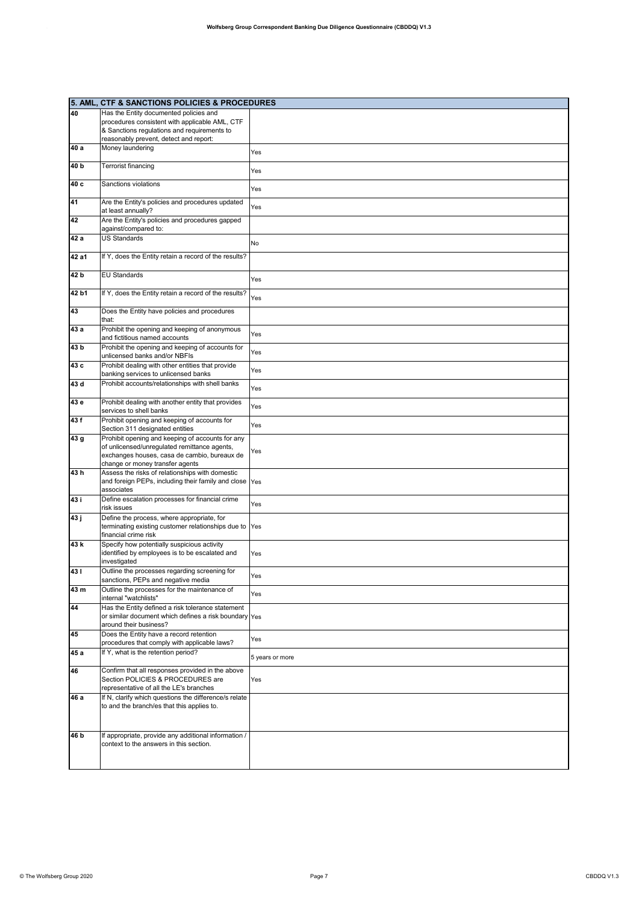| 5. AML, CTF & SANCTIONS POLICIES & PROCEDURES | | |
|---|---|---|
| 40 | Has the Entity documented policies and procedures consistent with applicable AML, CTF & Sanctions regulations and requirements to reasonably prevent, detect and report: | |
| 40 a | Money laundering | Yes |
| 40 b | Terrorist financing | Yes |
| 40 c | Sanctions violations | Yes |
| 41 | Are the Entity's policies and procedures updated at least annually? | Yes |
| 42 | Are the Entity's policies and procedures gapped against/compared to: | |
| 42 a | US Standards | No |
| 42 a1 | If Y, does the Entity retain a record of the results? | |
| 42 b | EU Standards | Yes |
| 42 b1 | If Y, does the Entity retain a record of the results? | Yes |
| 43 | Does the Entity have policies and procedures that: | |
| 43 a | Prohibit the opening and keeping of anonymous and fictitious named accounts | Yes |
| 43 b | Prohibit the opening and keeping of accounts for unlicensed banks and/or NBFIs | Yes |
| 43 c | Prohibit dealing with other entities that provide banking services to unlicensed banks | Yes |
| 43 d | Prohibit accounts/relationships with shell banks | Yes |
| 43 e | Prohibit dealing with another entity that provides services to shell banks | Yes |
| 43 f | Prohibit opening and keeping of accounts for Section 311 designated entities | Yes |
| 43 g | Prohibit opening and keeping of accounts for any of unlicensed/unregulated remittance agents, exchanges houses, casa de cambio, bureaux de change or money transfer agents | Yes |
| 43 h | Assess the risks of relationships with domestic and foreign PEPs, including their family and close associates | Yes |
| 43 i | Define escalation processes for financial crime risk issues | Yes |
| 43 j | Define the process, where appropriate, for terminating existing customer relationships due to financial crime risk | Yes |
| 43 k | Specify how potentially suspicious activity identified by employees is to be escalated and investigated | Yes |
| 43 l | Outline the processes regarding screening for sanctions, PEPs and negative media | Yes |
| 43 m | Outline the processes for the maintenance of internal "watchlists" | Yes |
| 44 | Has the Entity defined a risk tolerance statement or similar document which defines a risk boundary around their business? | Yes |
| 45 | Does the Entity have a record retention procedures that comply with applicable laws? | Yes |
| 45 a | If Y, what is the retention period? | 5 years or more |
| 46 | Confirm that all responses provided in the above Section POLICIES & PROCEDURES are representative of all the LE's branches | Yes |
| 46 a | If N, clarify which questions the difference/s relate to and the branch/es that this applies to. | |
| 46 b | If appropriate, provide any additional information / context to the answers in this section. | |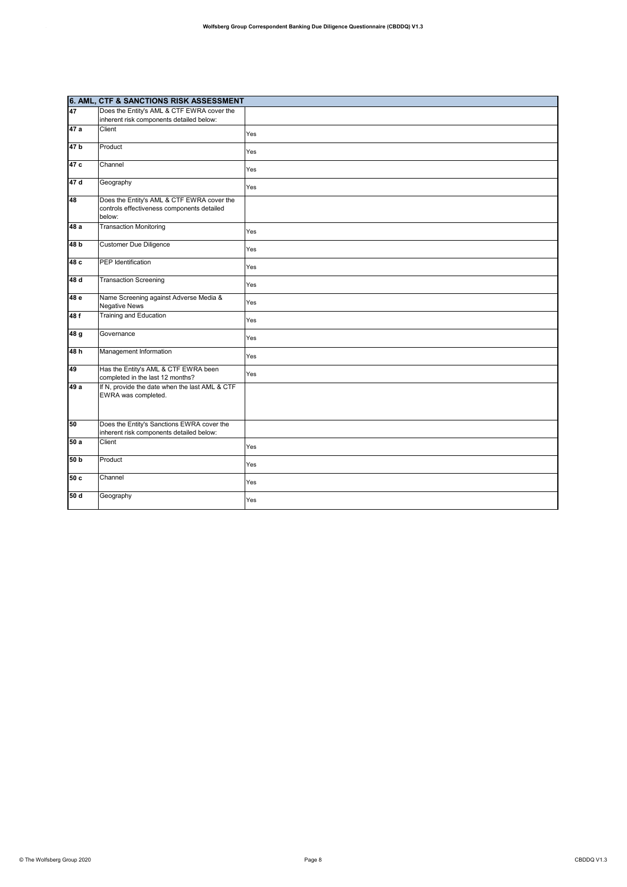| 6. AML, CTF & SANCTIONS RISK ASSESSMENT | | |
|---|---|---|
| 47 | Does the Entity's AML & CTF EWRA cover the inherent risk components detailed below: | |
| 47 a | Client | Yes |
| 47 b | Product | Yes |
| 47 c | Channel | Yes |
| 47 d | Geography | Yes |
| 48 | Does the Entity's AML & CTF EWRA cover the controls effectiveness components detailed below: | |
| 48 a | Transaction Monitoring | Yes |
| 48 b | Customer Due Diligence | Yes |
| 48 c | PEP Identification | Yes |
| 48 d | Transaction Screening | Yes |
| 48 e | Name Screening against Adverse Media & Negative News | Yes |
| 48 f | Training and Education | Yes |
| 48 g | Governance | Yes |
| 48 h | Management Information | Yes |
| 49 | Has the Entity's AML & CTF EWRA been completed in the last 12 months? | Yes |
| 49 a | If N, provide the date when the last AML & CTF EWRA was completed. | |
| 50 | Does the Entity's Sanctions EWRA cover the inherent risk components detailed below: | |
| 50 a | Client | Yes |
| 50 b | Product | Yes |
| 50 c | Channel | Yes |
| 50 d | Geography | Yes |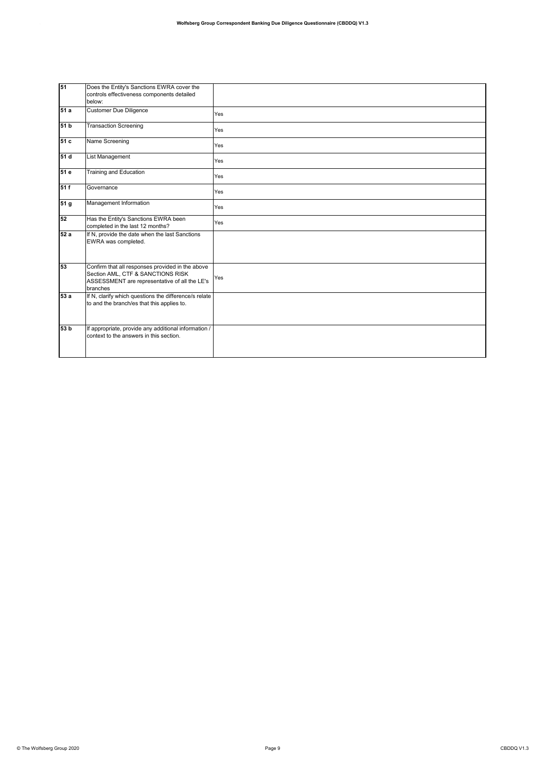| | | |
|---|---|---|
| **51** | Does the Entity's Sanctions EWRA cover the controls effectiveness components detailed below: | |
| **51 a** | Customer Due Diligence | Yes |
| **51 b** | Transaction Screening | Yes |
| **51 c** | Name Screening | Yes |
| **51 d** | List Management | Yes |
| **51 e** | Training and Education | Yes |
| **51 f** | Governance | Yes |
| **51 g** | Management Information | Yes |
| **52** | Has the Entity's Sanctions EWRA been completed in the last 12 months? | Yes |
| **52 a** | If N, provide the date when the last Sanctions EWRA was completed. | |
| **53** | Confirm that all responses provided in the above Section AML, CTF & SANCTIONS RISK ASSESSMENT are representative of all the LE's branches | Yes |
| **53 a** | If N, clarify which questions the difference/s relate to and the branch/es that this applies to. | |
| **53 b** | If appropriate, provide any additional information / context to the answers in this section. | |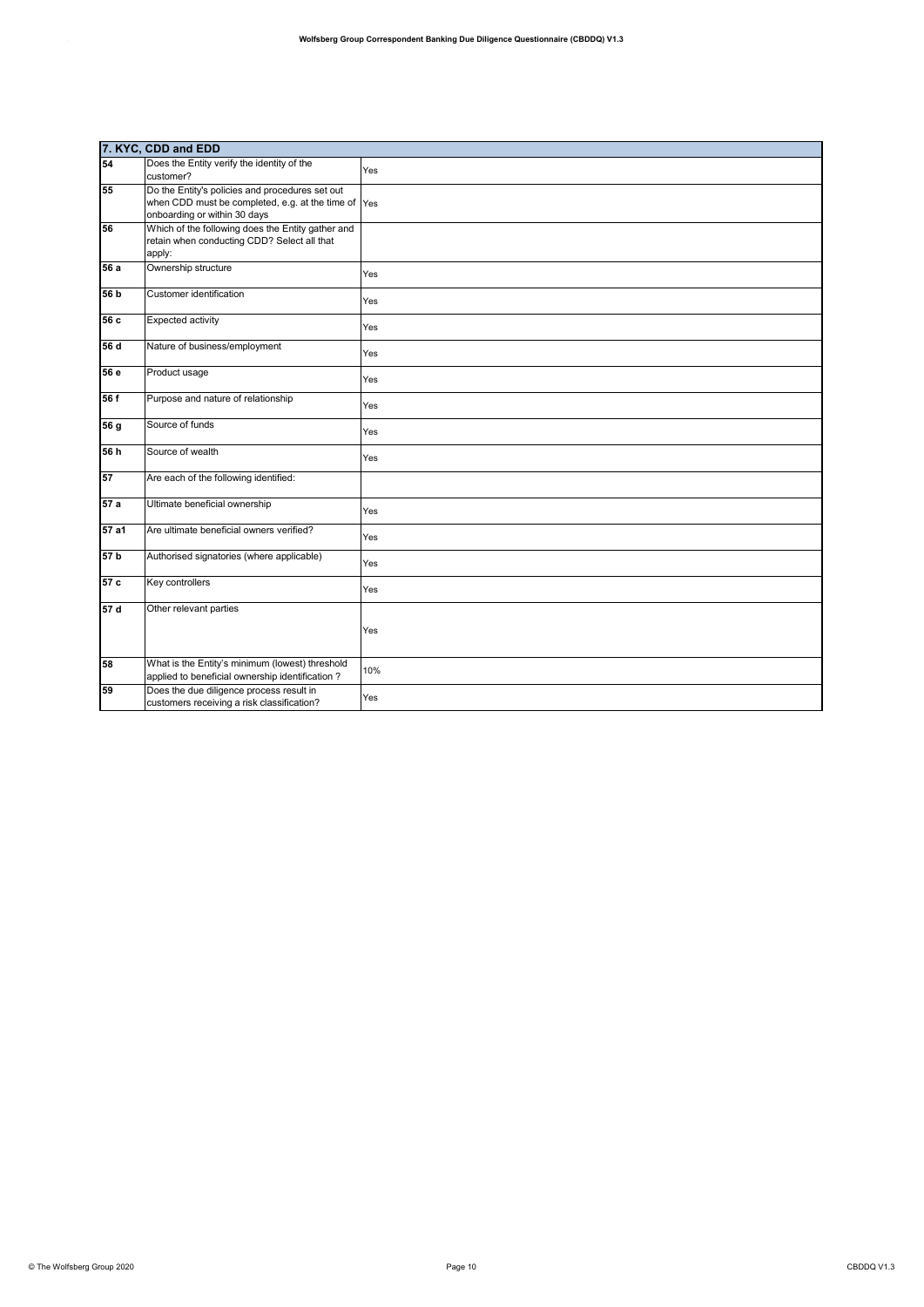| 7. KYC, CDD and EDD | | |
|---|---|---|
| 54 | Does the Entity verify the identity of the customer? | Yes |
| 55 | Do the Entity's policies and procedures set out when CDD must be completed, e.g. at the time of onboarding or within 30 days | Yes |
| 56 | Which of the following does the Entity gather and retain when conducting CDD? Select all that apply: | |
| 56 a | Ownership structure | Yes |
| 56 b | Customer identification | Yes |
| 56 c | Expected activity | Yes |
| 56 d | Nature of business/employment | Yes |
| 56 e | Product usage | Yes |
| 56 f | Purpose and nature of relationship | Yes |
| 56 g | Source of funds | Yes |
| 56 h | Source of wealth | Yes |
| 57 | Are each of the following identified: | |
| 57 a | Ultimate beneficial ownership | Yes |
| 57 a1 | Are ultimate beneficial owners verified? | Yes |
| 57 b | Authorised signatories (where applicable) | Yes |
| 57 c | Key controllers | Yes |
| 57 d | Other relevant parties | Yes |
| 58 | What is the Entity's minimum (lowest) threshold applied to beneficial ownership identification ? | 10% |
| 59 | Does the due diligence process result in customers receiving a risk classification? | Yes |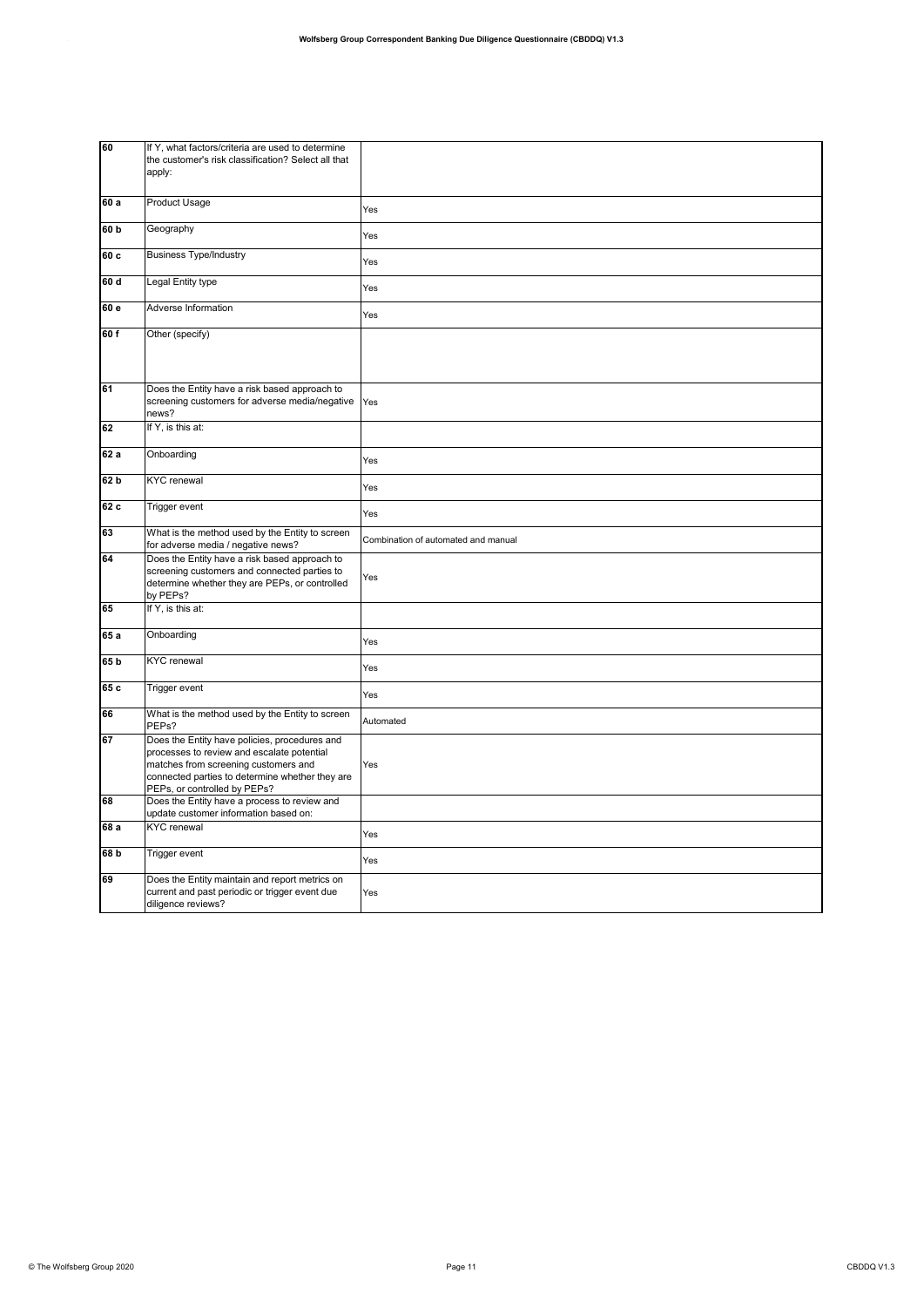| | | |
|---|---|---|
| 60 | If Y, what factors/criteria are used to determine the customer's risk classification? Select all that apply: | |
| 60 a | Product Usage | Yes |
| 60 b | Geography | Yes |
| 60 c | Business Type/Industry | Yes |
| 60 d | Legal Entity type | Yes |
| 60 e | Adverse Information | Yes |
| 60 f | Other (specify) | |
| 61 | Does the Entity have a risk based approach to screening customers for adverse media/negative news? | Yes |
| 62 | If Y, is this at: | |
| 62 a | Onboarding | Yes |
| 62 b | KYC renewal | Yes |
| 62 c | Trigger event | Yes |
| 63 | What is the method used by the Entity to screen for adverse media / negative news? | Combination of automated and manual |
| 64 | Does the Entity have a risk based approach to screening customers and connected parties to determine whether they are PEPs, or controlled by PEPs? | Yes |
| 65 | If Y, is this at: | |
| 65 a | Onboarding | Yes |
| 65 b | KYC renewal | Yes |
| 65 c | Trigger event | Yes |
| 66 | What is the method used by the Entity to screen PEPs? | Automated |
| 67 | Does the Entity have policies, procedures and processes to review and escalate potential matches from screening customers and connected parties to determine whether they are PEPs, or controlled by PEPs? | Yes |
| 68 | Does the Entity have a process to review and update customer information based on: | |
| 68 a | KYC renewal | Yes |
| 68 b | Trigger event | Yes |
| 69 | Does the Entity maintain and report metrics on current and past periodic or trigger event due diligence reviews? | Yes |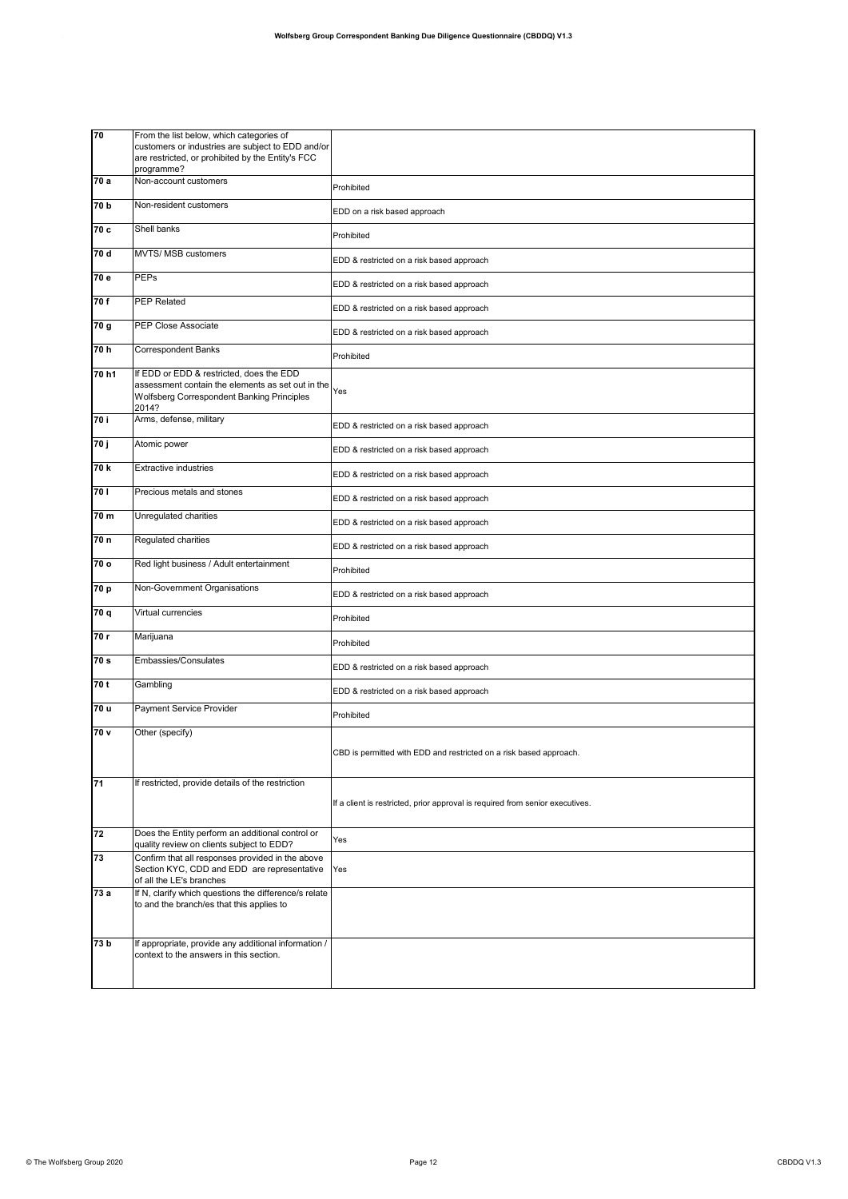| | | |
|---|---|---|
| 70 | From the list below, which categories of customers or industries are subject to EDD and/or are restricted, or prohibited by the Entity's FCC programme? | |
| 70 a | Non-account customers | Prohibited |
| 70 b | Non-resident customers | EDD on a risk based approach |
| 70 c | Shell banks | Prohibited |
| 70 d | MVTS/ MSB customers | EDD & restricted on a risk based approach |
| 70 e | PEPs | EDD & restricted on a risk based approach |
| 70 f | PEP Related | EDD & restricted on a risk based approach |
| 70 g | PEP Close Associate | EDD & restricted on a risk based approach |
| 70 h | Correspondent Banks | Prohibited |
| 70 h1 | If EDD or EDD & restricted, does the EDD assessment contain the elements as set out in the Wolfsberg Correspondent Banking Principles 2014? | Yes |
| 70 i | Arms, defense, military | EDD & restricted on a risk based approach |
| 70 j | Atomic power | EDD & restricted on a risk based approach |
| 70 k | Extractive industries | EDD & restricted on a risk based approach |
| 70 l | Precious metals and stones | EDD & restricted on a risk based approach |
| 70 m | Unregulated charities | EDD & restricted on a risk based approach |
| 70 n | Regulated charities | EDD & restricted on a risk based approach |
| 70 o | Red light business / Adult entertainment | Prohibited |
| 70 p | Non-Government Organisations | EDD & restricted on a risk based approach |
| 70 q | Virtual currencies | Prohibited |
| 70 r | Marijuana | Prohibited |
| 70 s | Embassies/Consulates | EDD & restricted on a risk based approach |
| 70 t | Gambling | EDD & restricted on a risk based approach |
| 70 u | Payment Service Provider | Prohibited |
| 70 v | Other (specify) | CBD is permitted with EDD and restricted on a risk based approach. |
| 71 | If restricted, provide details of the restriction | If a client is restricted, prior approval is required from senior executives. |
| 72 | Does the Entity perform an additional control or quality review on clients subject to EDD? | Yes |
| 73 | Confirm that all responses provided in the above Section KYC, CDD and EDD are representative of all the LE's branches | Yes |
| 73 a | If N, clarify which questions the difference/s relate to and the branch/es that this applies to | |
| 73 b | If appropriate, provide any additional information / context to the answers in this section. | |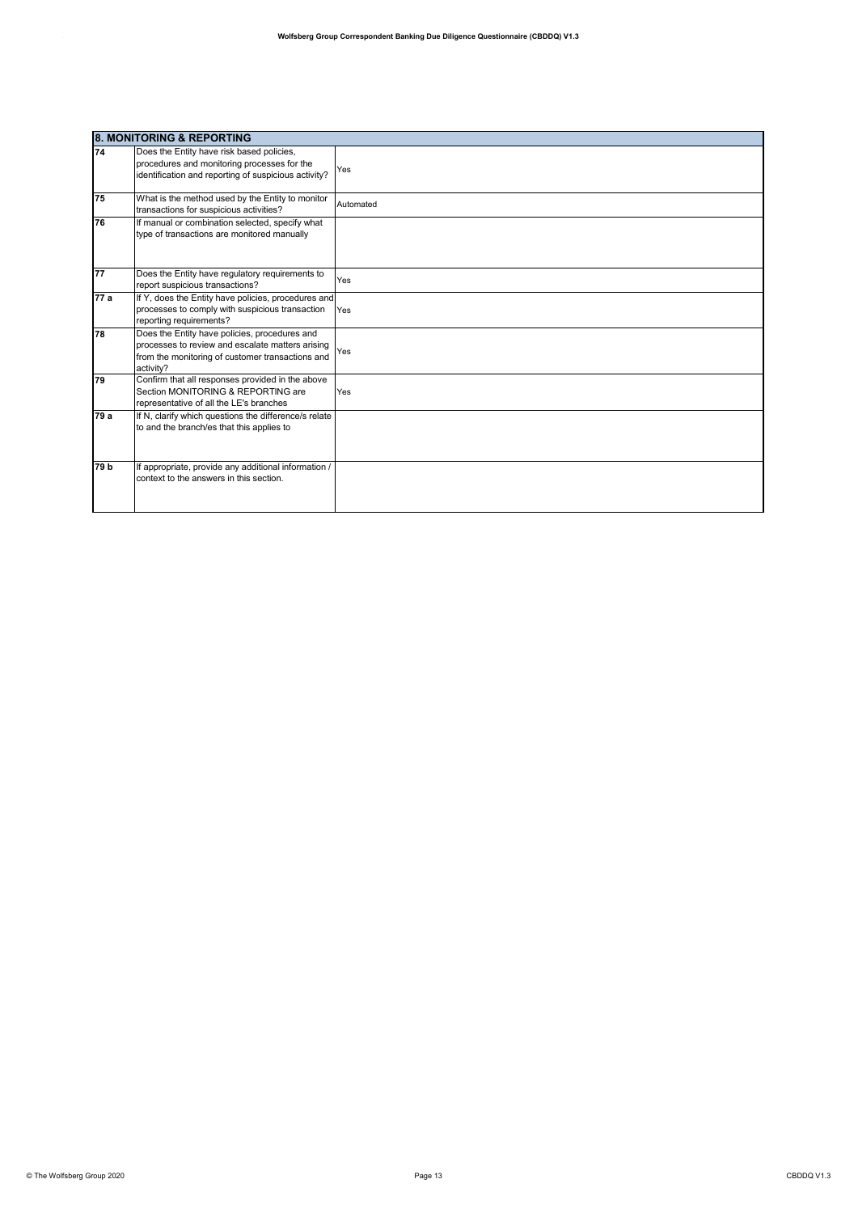| 8. MONITORING & REPORTING | | |
|---|---|---|
| 74 | Does the Entity have risk based policies, procedures and monitoring processes for the identification and reporting of suspicious activity? | Yes |
| 75 | What is the method used by the Entity to monitor transactions for suspicious activities? | Automated |
| 76 | If manual or combination selected, specify what type of transactions are monitored manually | |
| 77 | Does the Entity have regulatory requirements to report suspicious transactions? | Yes |
| 77 a | If Y, does the Entity have policies, procedures and processes to comply with suspicious transaction reporting requirements? | Yes |
| 78 | Does the Entity have policies, procedures and processes to review and escalate matters arising from the monitoring of customer transactions and activity? | Yes |
| 79 | Confirm that all responses provided in the above Section MONITORING & REPORTING are representative of all the LE's branches | Yes |
| 79 a | If N, clarify which questions the difference/s relate to and the branch/es that this applies to | |
| 79 b | If appropriate, provide any additional information / context to the answers in this section. | |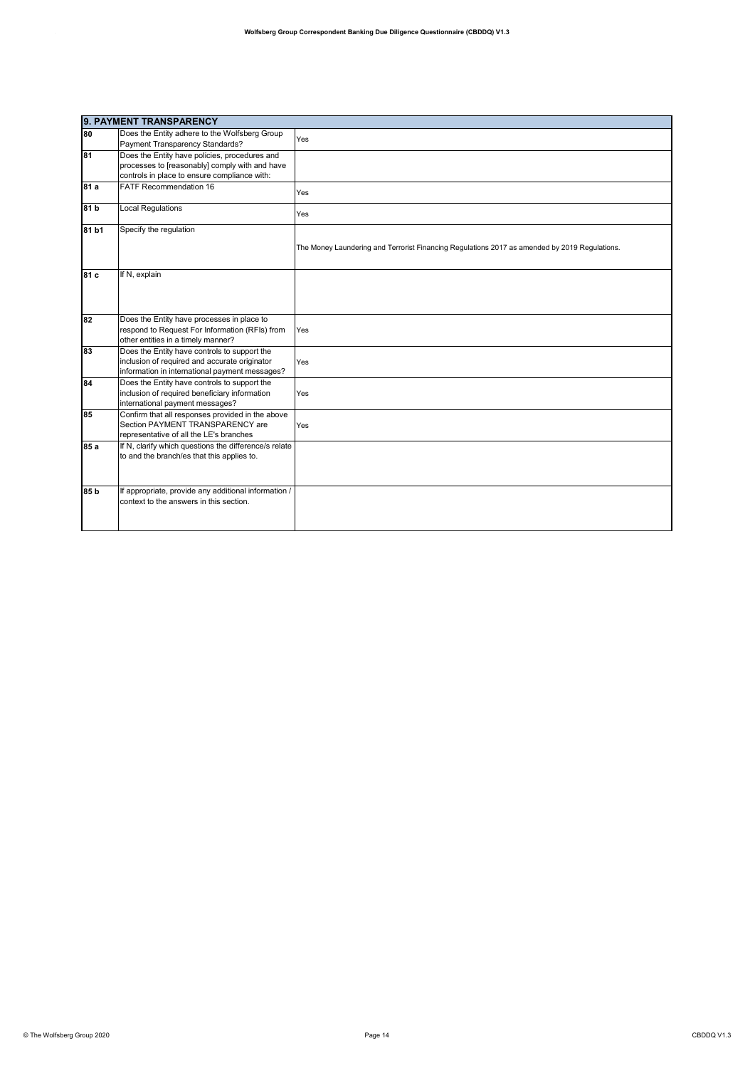| 9. PAYMENT TRANSPARENCY | | |
|---|---|---|
| 80 | Does the Entity adhere to the Wolfsberg Group Payment Transparency Standards? | Yes |
| 81 | Does the Entity have policies, procedures and processes to [reasonably] comply with and have controls in place to ensure compliance with: | |
| 81 a | FATF Recommendation 16 | Yes |
| 81 b | Local Regulations | Yes |
| 81 b1 | Specify the regulation | The Money Laundering and Terrorist Financing Regulations 2017 as amended by 2019 Regulations. |
| 81 c | If N, explain | |
| 82 | Does the Entity have processes in place to respond to Request For Information (RFIs) from other entities in a timely manner? | Yes |
| 83 | Does the Entity have controls to support the inclusion of required and accurate originator information in international payment messages? | Yes |
| 84 | Does the Entity have controls to support the inclusion of required beneficiary information international payment messages? | Yes |
| 85 | Confirm that all responses provided in the above Section PAYMENT TRANSPARENCY are representative of all the LE's branches | Yes |
| 85 a | If N, clarify which questions the difference/s relate to and the branch/es that this applies to. | |
| 85 b | If appropriate, provide any additional information / context to the answers in this section. | |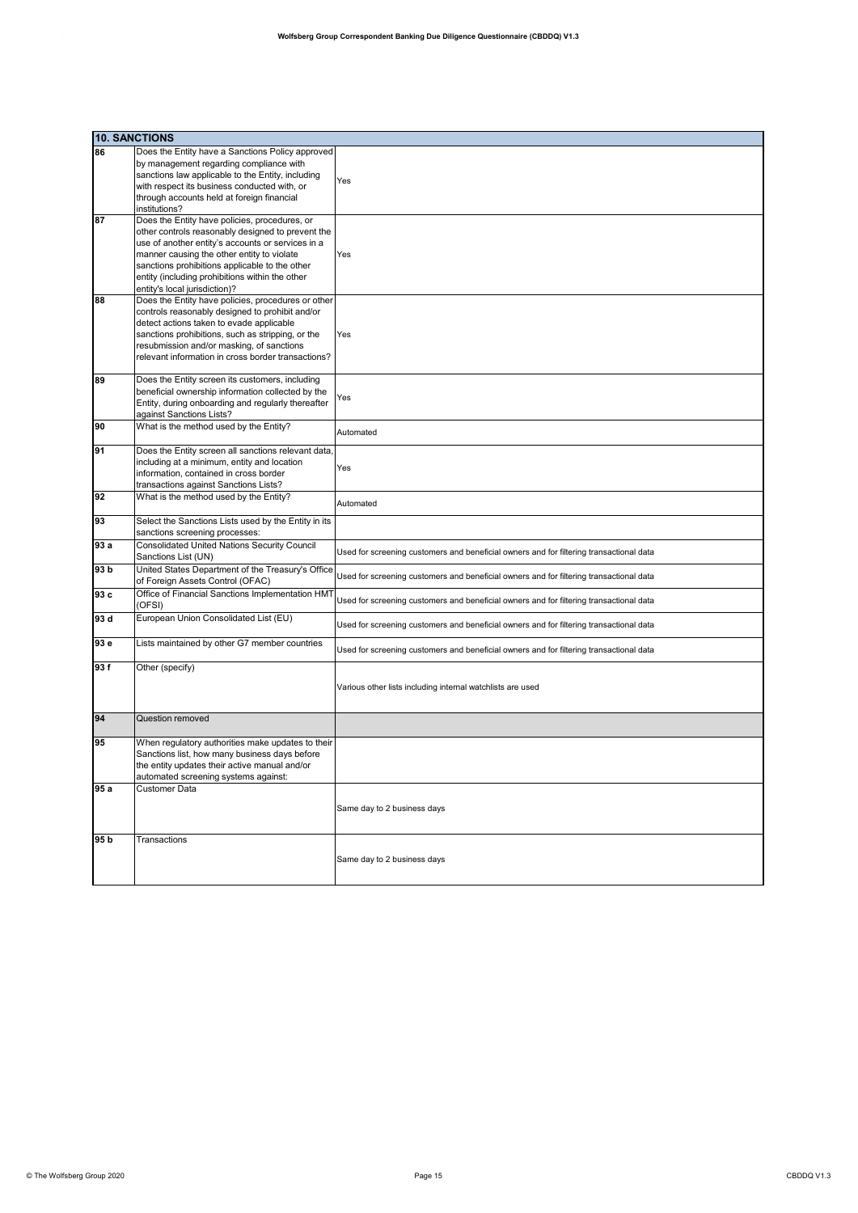| 10. SANCTIONS | | |
|---|---|---|
| 86 | Does the Entity have a Sanctions Policy approved by management regarding compliance with sanctions law applicable to the Entity, including with respect its business conducted with, or through accounts held at foreign financial institutions? | Yes |
| 87 | Does the Entity have policies, procedures, or other controls reasonably designed to prevent the use of another entity's accounts or services in a manner causing the other entity to violate sanctions prohibitions applicable to the other entity (including prohibitions within the other entity's local jurisdiction)? | Yes |
| 88 | Does the Entity have policies, procedures or other controls reasonably designed to prohibit and/or detect actions taken to evade applicable sanctions prohibitions, such as stripping, or the resubmission and/or masking, of sanctions relevant information in cross border transactions? | Yes |
| 89 | Does the Entity screen its customers, including beneficial ownership information collected by the Entity, during onboarding and regularly thereafter against Sanctions Lists? | Yes |
| 90 | What is the method used by the Entity? | Automated |
| 91 | Does the Entity screen all sanctions relevant data, including at a minimum, entity and location information, contained in cross border transactions against Sanctions Lists? | Yes |
| 92 | What is the method used by the Entity? | Automated |
| 93 | Select the Sanctions Lists used by the Entity in its sanctions screening processes: | |
| 93 a | Consolidated United Nations Security Council Sanctions List (UN) | Used for screening customers and beneficial owners and for filtering transactional data |
| 93 b | United States Department of the Treasury's Office of Foreign Assets Control (OFAC) | Used for screening customers and beneficial owners and for filtering transactional data |
| 93 c | Office of Financial Sanctions Implementation HMT (OFSI) | Used for screening customers and beneficial owners and for filtering transactional data |
| 93 d | European Union Consolidated List (EU) | Used for screening customers and beneficial owners and for filtering transactional data |
| 93 e | Lists maintained by other G7 member countries | Used for screening customers and beneficial owners and for filtering transactional data |
| 93 f | Other (specify) | Various other lists including internal watchlists are used |
| 94 | Question removed | |
| 95 | When regulatory authorities make updates to their Sanctions list, how many business days before the entity updates their active manual and/or automated screening systems against: | |
| 95 a | Customer Data | Same day to 2 business days |
| 95 b | Transactions | Same day to 2 business days |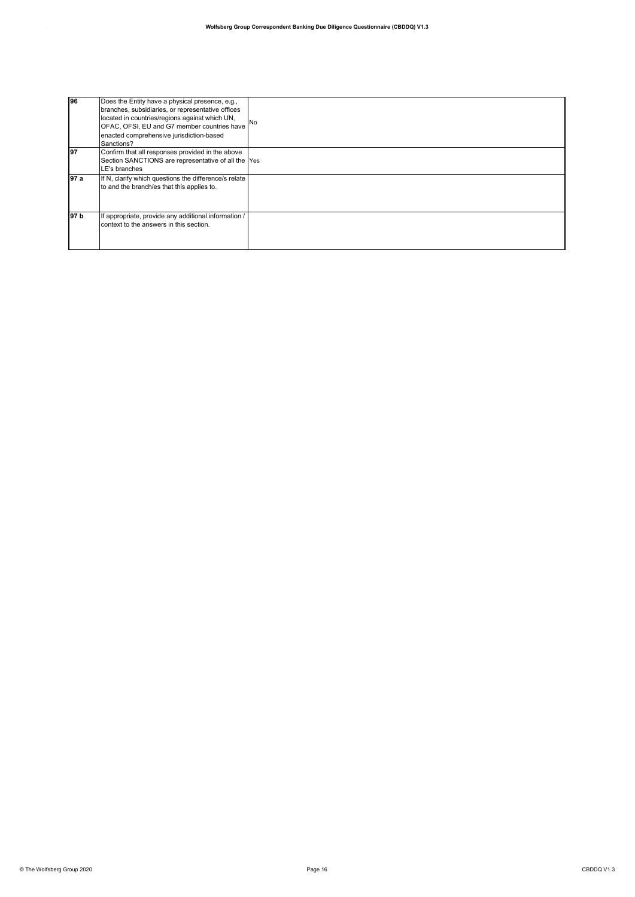| | | |
|---|---|---|
| **96** | Does the Entity have a physical presence, e.g., branches, subsidiaries, or representative offices located in countries/regions against which UN, OFAC, OFSI, EU and G7 member countries have enacted comprehensive jurisdiction-based Sanctions? | No |
| **97** | Confirm that all responses provided in the above Section SANCTIONS are representative of all the LE's branches | Yes |
| **97 a** | If N, clarify which questions the difference/s relate to and the branch/es that this applies to. | |
| **97 b** | If appropriate, provide any additional information / context to the answers in this section. | |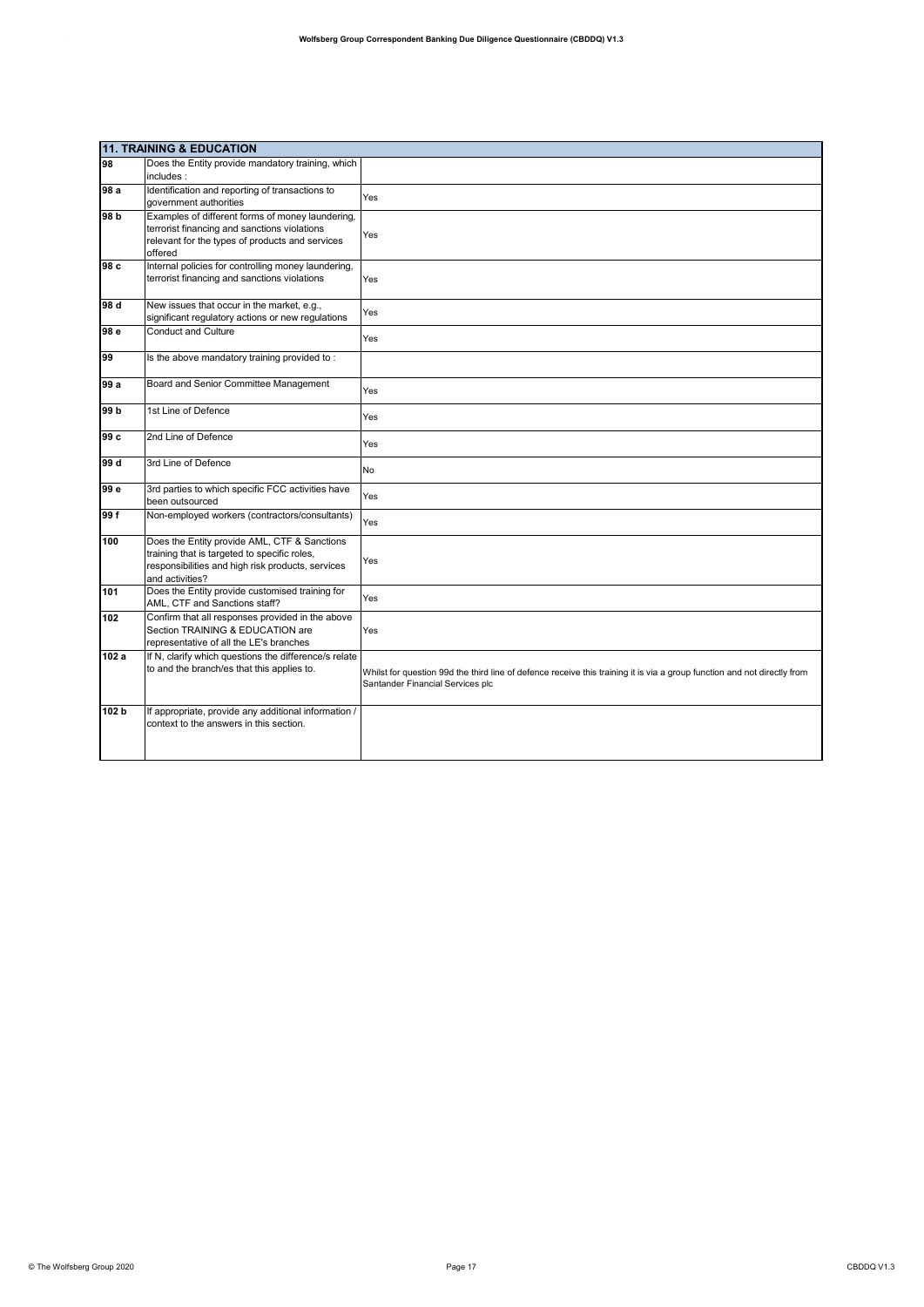| 11. TRAINING & EDUCATION | | |
|---|---|---|
| 98 | Does the Entity provide mandatory training, which includes : | |
| 98 a | Identification and reporting of transactions to government authorities | Yes |
| 98 b | Examples of different forms of money laundering, terrorist financing and sanctions violations relevant for the types of products and services offered | Yes |
| 98 c | Internal policies for controlling money laundering, terrorist financing and sanctions violations | Yes |
| 98 d | New issues that occur in the market, e.g., significant regulatory actions or new regulations | Yes |
| 98 e | Conduct and Culture | Yes |
| 99 | Is the above mandatory training provided to : | |
| 99 a | Board and Senior Committee Management | Yes |
| 99 b | 1st Line of Defence | Yes |
| 99 c | 2nd Line of Defence | Yes |
| 99 d | 3rd Line of Defence | No |
| 99 e | 3rd parties to which specific FCC activities have been outsourced | Yes |
| 99 f | Non-employed workers (contractors/consultants) | Yes |
| 100 | Does the Entity provide AML, CTF & Sanctions training that is targeted to specific roles, responsibilities and high risk products, services and activities? | Yes |
| 101 | Does the Entity provide customised training for AML, CTF and Sanctions staff? | Yes |
| 102 | Confirm that all responses provided in the above Section TRAINING & EDUCATION are representative of all the LE's branches | Yes |
| 102 a | If N, clarify which questions the difference/s relate to and the branch/es that this applies to. | Whilst for question 99d the third line of defence receive this training it is via a group function and not directly from Santander Financial Services plc |
| 102 b | If appropriate, provide any additional information / context to the answers in this section. | |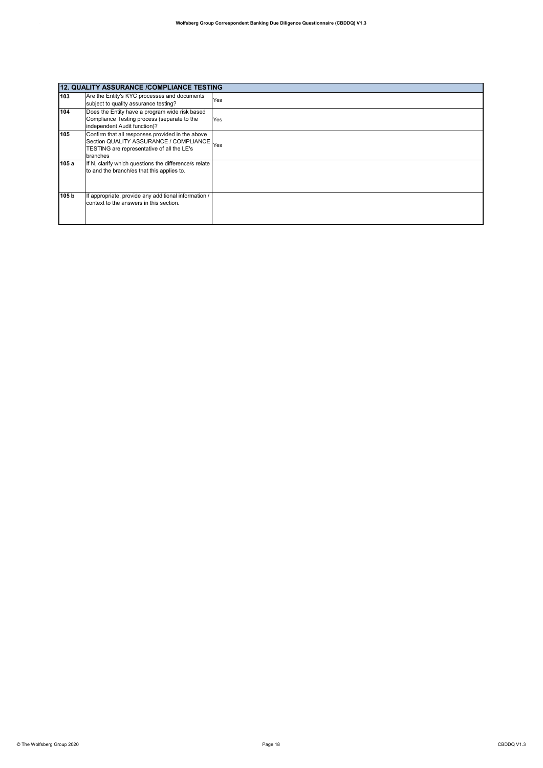| 12. QUALITY ASSURANCE /COMPLIANCE TESTING | | |
|---|---|---|
| **103** | Are the Entity's KYC processes and documents subject to quality assurance testing? | Yes |
| **104** | Does the Entity have a program wide risk based Compliance Testing process (separate to the independent Audit function)? | Yes |
| **105** | Confirm that all responses provided in the above Section QUALITY ASSURANCE / COMPLIANCE TESTING are representative of all the LE's branches | Yes |
| **105 a** | If N, clarify which questions the difference/s relate to and the branch/es that this applies to. | |
| **105 b** | If appropriate, provide any additional information / context to the answers in this section. | |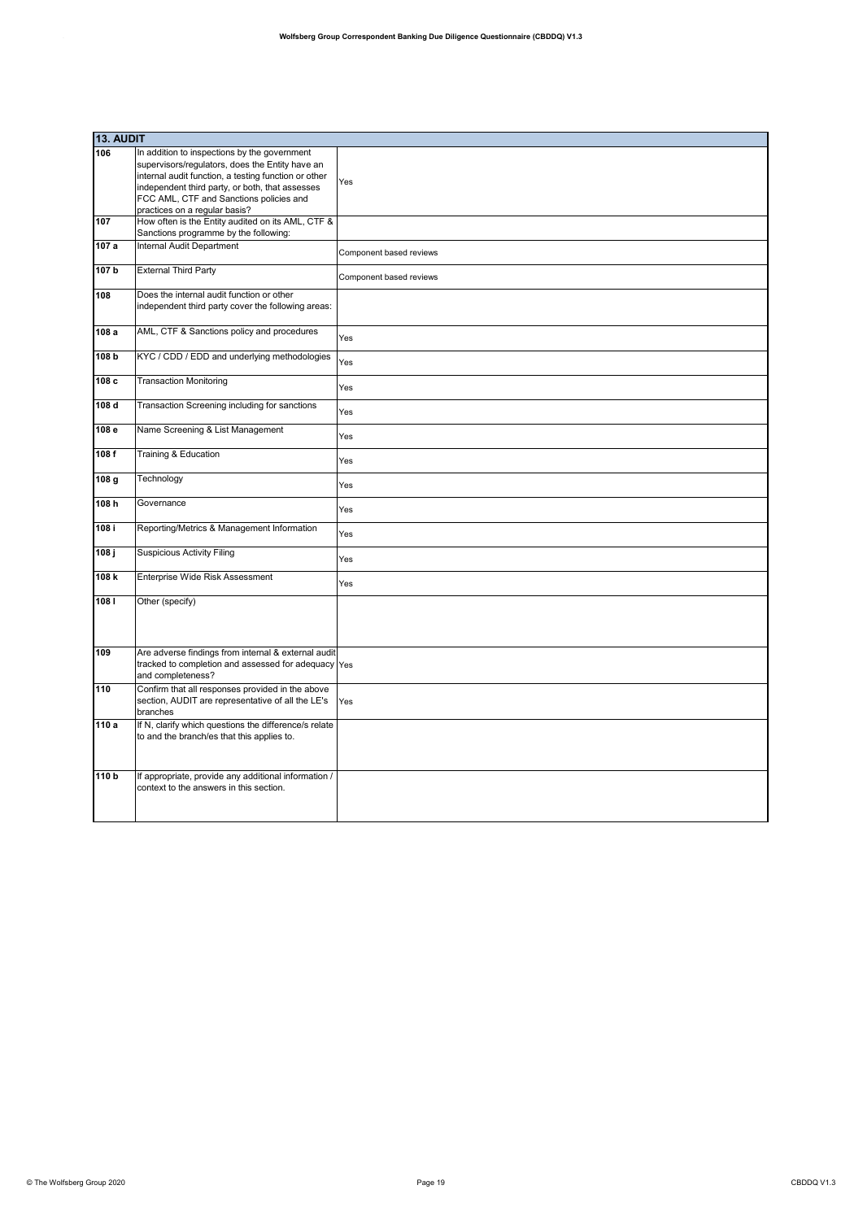| 13. AUDIT | | |
|---|---|---|
| 106 | In addition to inspections by the government supervisors/regulators, does the Entity have an internal audit function, a testing function or other independent third party, or both, that assesses FCC AML, CTF and Sanctions policies and practices on a regular basis? | Yes |
| 107 | How often is the Entity audited on its AML, CTF & Sanctions programme by the following: | |
| 107 a | Internal Audit Department | Component based reviews |
| 107 b | External Third Party | Component based reviews |
| 108 | Does the internal audit function or other independent third party cover the following areas: | |
| 108 a | AML, CTF & Sanctions policy and procedures | Yes |
| 108 b | KYC / CDD / EDD and underlying methodologies | Yes |
| 108 c | Transaction Monitoring | Yes |
| 108 d | Transaction Screening including for sanctions | Yes |
| 108 e | Name Screening & List Management | Yes |
| 108 f | Training & Education | Yes |
| 108 g | Technology | Yes |
| 108 h | Governance | Yes |
| 108 i | Reporting/Metrics & Management Information | Yes |
| 108 j | Suspicious Activity Filing | Yes |
| 108 k | Enterprise Wide Risk Assessment | Yes |
| 108 l | Other (specify) | |
| 109 | Are adverse findings from internal & external audit tracked to completion and assessed for adequacy and completeness? | Yes |
| 110 | Confirm that all responses provided in the above section, AUDIT are representative of all the LE's branches | Yes |
| 110 a | If N, clarify which questions the difference/s relate to and the branch/es that this applies to. | |
| 110 b | If appropriate, provide any additional information / context to the answers in this section. | |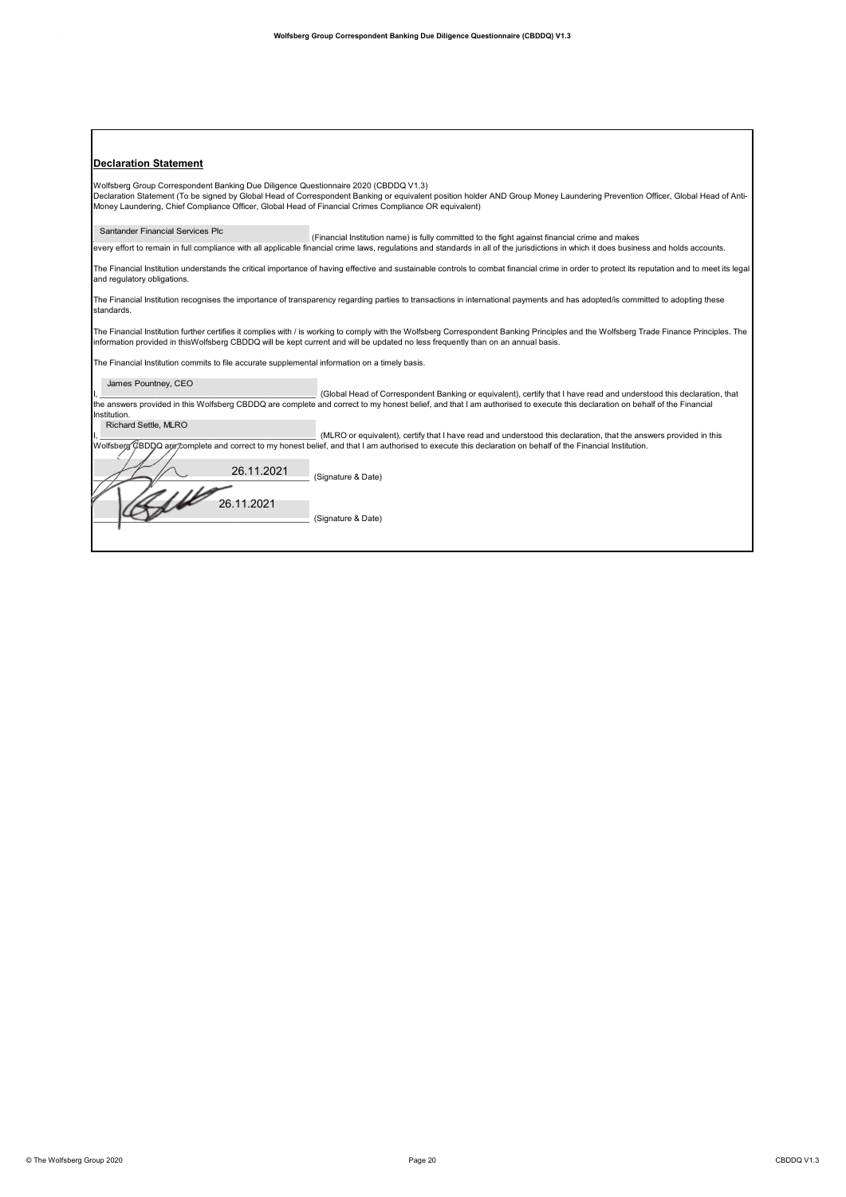## Declaration Statement

Wolfsberg Group Correspondent Banking Due Diligence Questionnaire 2020 (CBDDQ V1.3)
Declaration Statement (To be signed by Global Head of Correspondent Banking or equivalent position holder AND Group Money Laundering Prevention Officer, Global Head of Anti-Money Laundering, Chief Compliance Officer, Global Head of Financial Crimes Compliance OR equivalent)

Santander Financial Services Plc (Financial Institution name) is fully committed to the fight against financial crime and makes every effort to remain in full compliance with all applicable financial crime laws, regulations and standards in all of the jurisdictions in which it does business and holds accounts.

The Financial Institution understands the critical importance of having effective and sustainable controls to combat financial crime in order to protect its reputation and to meet its legal and regulatory obligations.

The Financial Institution recognises the importance of transparency regarding parties to transactions in international payments and has adopted/is committed to adopting these standards.

The Financial Institution further certifies it complies with / is working to comply with the Wolfsberg Correspondent Banking Principles and the Wolfsberg Trade Finance Principles. The information provided in thisWolfsberg CBDDQ will be kept current and will be updated no less frequently than on an annual basis.

The Financial Institution commits to file accurate supplemental information on a timely basis.

I, James Pountney, CEO (Global Head of Correspondent Banking or equivalent), certify that I have read and understood this declaration, that the answers provided in this Wolfsberg CBDDQ are complete and correct to my honest belief, and that I am authorised to execute this declaration on behalf of the Financial Institution.

I, Richard Settle, MLRO (MLRO or equivalent), certify that I have read and understood this declaration, that the answers provided in this Wolfsberg CBDDQ are complete and correct to my honest belief, and that I am authorised to execute this declaration on behalf of the Financial Institution.

26.11.2021 (Signature & Date)

26.11.2021 (Signature & Date)